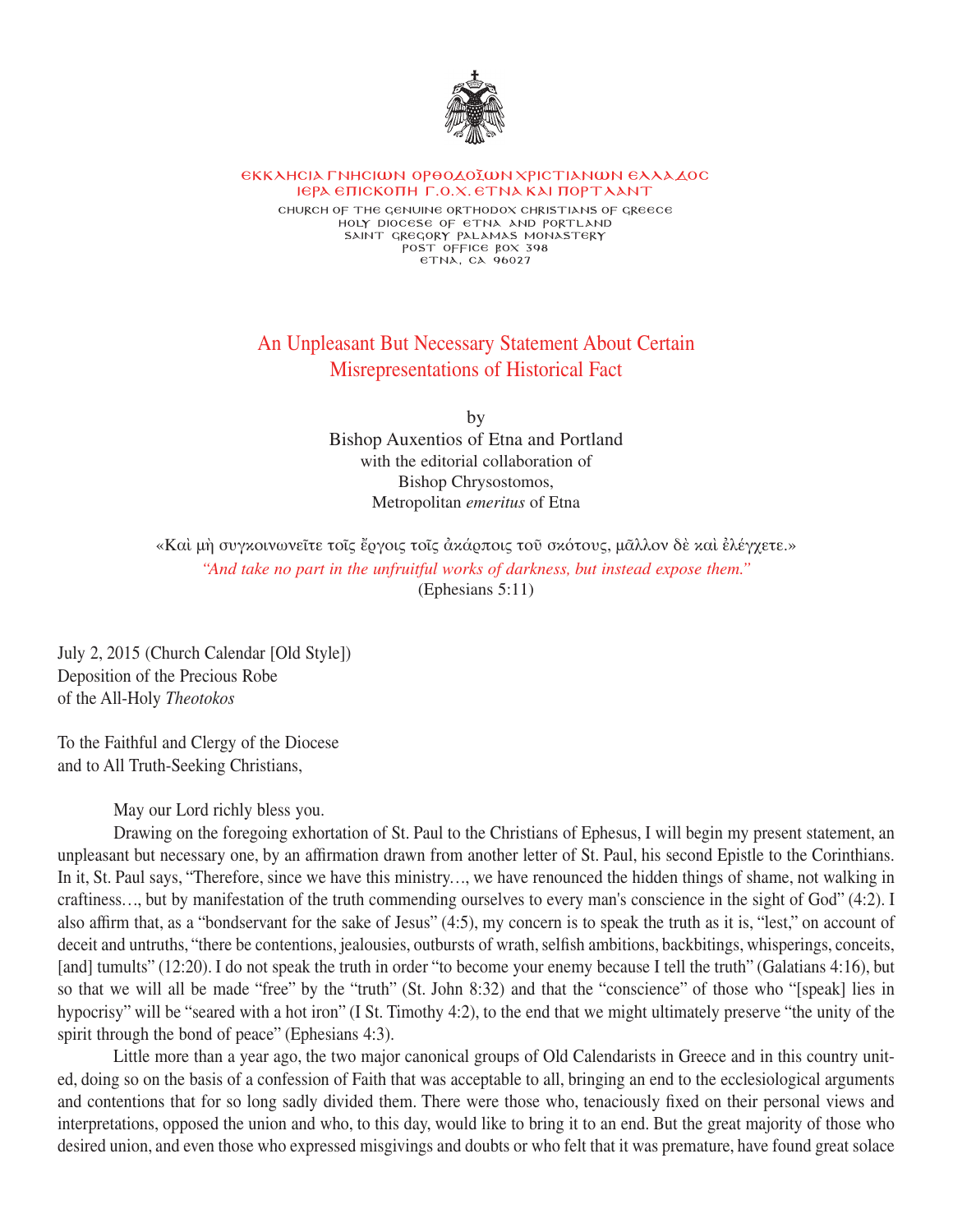ΕΚΚΛΗΣΙΑ ΓΝΗΣΙΩΝ ΟΡΘΟΔΟΞΩΝ ΧΡΙΣΤΙΑΝΩΝ ΕΛΛΑΔΟΣ
ΙΕΡΑ ΕΠΙΣΚΟΠΗ Γ.Ο.Χ. ΕΤΝΑ ΚΑΙ ΠΟΡΤΛΑΝΤ

CHURCH OF THE GENUINE ORTHODOX CHRISTIANS OF GREECE
HOLY DIOCESE OF ETNA AND PORTLAND
SAINT GREGORY PALAMAS MONASTERY
POST OFFICE BOX 398
ETNA, CA 96027

# An Unpleasant But Necessary Statement About Certain Misrepresentations of Historical Fact

by
Bishop Auxentios of Etna and Portland
with the editorial collaboration of
Bishop Chrysostomos,
Metropolitan *emeritus* of Etna

«Καὶ μὴ συγκοινωνεῖτε τοῖς ἔργοις τοῖς ἀκάρποις τοῦ σκότους, μᾶλλον δὲ καὶ ἐλέγχετε.»
*"And take no part in the unfruitful works of darkness, but instead expose them."*
(Ephesians 5:11)

July 2, 2015 (Church Calendar [Old Style])
Deposition of the Precious Robe
of the All-Holy *Theotokos*

To the Faithful and Clergy of the Diocese
and to All Truth-Seeking Christians,

May our Lord richly bless you.

Drawing on the foregoing exhortation of St. Paul to the Christians of Ephesus, I will begin my present statement, an unpleasant but necessary one, by an affirmation drawn from another letter of St. Paul, his second Epistle to the Corinthians. In it, St. Paul says, "Therefore, since we have this ministry…, we have renounced the hidden things of shame, not walking in craftiness…, but by manifestation of the truth commending ourselves to every man's conscience in the sight of God" (4:2). I also affirm that, as a "bondservant for the sake of Jesus" (4:5), my concern is to speak the truth as it is, "lest," on account of deceit and untruths, "there be contentions, jealousies, outbursts of wrath, selfish ambitions, backbitings, whisperings, conceits, [and] tumults" (12:20). I do not speak the truth in order "to become your enemy because I tell the truth" (Galatians 4:16), but so that we will all be made "free" by the "truth" (St. John 8:32) and that the "conscience" of those who "[speak] lies in hypocrisy" will be "seared with a hot iron" (I St. Timothy 4:2), to the end that we might ultimately preserve "the unity of the spirit through the bond of peace" (Ephesians 4:3).

Little more than a year ago, the two major canonical groups of Old Calendarists in Greece and in this country united, doing so on the basis of a confession of Faith that was acceptable to all, bringing an end to the ecclesiological arguments and contentions that for so long sadly divided them. There were those who, tenaciously fixed on their personal views and interpretations, opposed the union and who, to this day, would like to bring it to an end. But the great majority of those who desired union, and even those who expressed misgivings and doubts or who felt that it was premature, have found great solace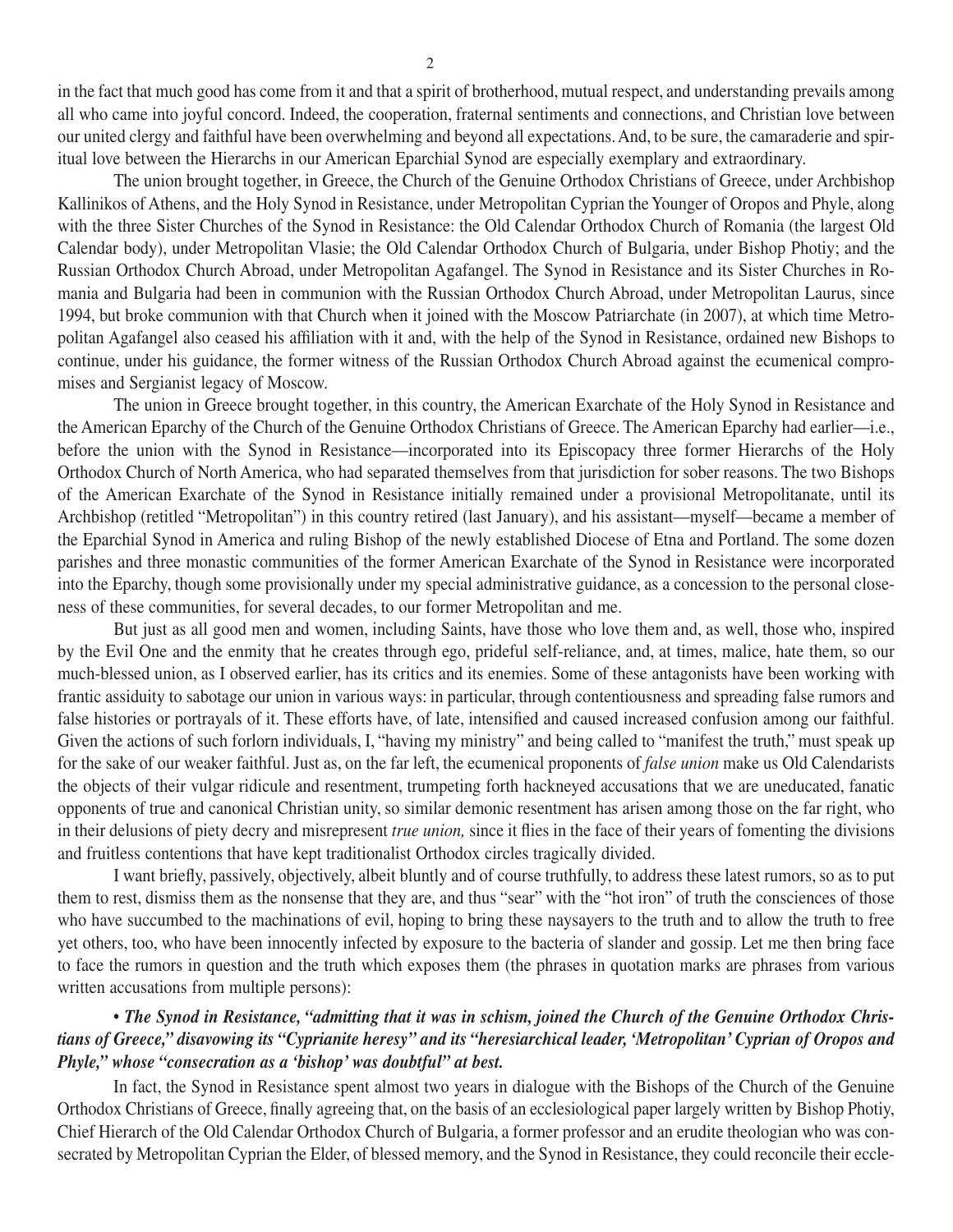in the fact that much good has come from it and that a spirit of brotherhood, mutual respect, and understanding prevails among all who came into joyful concord. Indeed, the cooperation, fraternal sentiments and connections, and Christian love between our united clergy and faithful have been overwhelming and beyond all expectations. And, to be sure, the camaraderie and spiritual love between the Hierarchs in our American Eparchial Synod are especially exemplary and extraordinary.

The union brought together, in Greece, the Church of the Genuine Orthodox Christians of Greece, under Archbishop Kallinikos of Athens, and the Holy Synod in Resistance, under Metropolitan Cyprian the Younger of Oropos and Phyle, along with the three Sister Churches of the Synod in Resistance: the Old Calendar Orthodox Church of Romania (the largest Old Calendar body), under Metropolitan Vlasie; the Old Calendar Orthodox Church of Bulgaria, under Bishop Photiy; and the Russian Orthodox Church Abroad, under Metropolitan Agafangel. The Synod in Resistance and its Sister Churches in Romania and Bulgaria had been in communion with the Russian Orthodox Church Abroad, under Metropolitan Laurus, since 1994, but broke communion with that Church when it joined with the Moscow Patriarchate (in 2007), at which time Metropolitan Agafangel also ceased his affiliation with it and, with the help of the Synod in Resistance, ordained new Bishops to continue, under his guidance, the former witness of the Russian Orthodox Church Abroad against the ecumenical compromises and Sergianist legacy of Moscow.

The union in Greece brought together, in this country, the American Exarchate of the Holy Synod in Resistance and the American Eparchy of the Church of the Genuine Orthodox Christians of Greece. The American Eparchy had earlier—i.e., before the union with the Synod in Resistance—incorporated into its Episcopacy three former Hierarchs of the Holy Orthodox Church of North America, who had separated themselves from that jurisdiction for sober reasons. The two Bishops of the American Exarchate of the Synod in Resistance initially remained under a provisional Metropolitanate, until its Archbishop (retitled "Metropolitan") in this country retired (last January), and his assistant—myself—became a member of the Eparchial Synod in America and ruling Bishop of the newly established Diocese of Etna and Portland. The some dozen parishes and three monastic communities of the former American Exarchate of the Synod in Resistance were incorporated into the Eparchy, though some provisionally under my special administrative guidance, as a concession to the personal closeness of these communities, for several decades, to our former Metropolitan and me.

But just as all good men and women, including Saints, have those who love them and, as well, those who, inspired by the Evil One and the enmity that he creates through ego, prideful self-reliance, and, at times, malice, hate them, so our much-blessed union, as I observed earlier, has its critics and its enemies. Some of these antagonists have been working with frantic assiduity to sabotage our union in various ways: in particular, through contentiousness and spreading false rumors and false histories or portrayals of it. These efforts have, of late, intensified and caused increased confusion among our faithful. Given the actions of such forlorn individuals, I, "having my ministry" and being called to "manifest the truth," must speak up for the sake of our weaker faithful. Just as, on the far left, the ecumenical proponents of *false union* make us Old Calendarists the objects of their vulgar ridicule and resentment, trumpeting forth hackneyed accusations that we are uneducated, fanatic opponents of true and canonical Christian unity, so similar demonic resentment has arisen among those on the far right, who in their delusions of piety decry and misrepresent *true union,* since it flies in the face of their years of fomenting the divisions and fruitless contentions that have kept traditionalist Orthodox circles tragically divided.

I want briefly, passively, objectively, albeit bluntly and of course truthfully, to address these latest rumors, so as to put them to rest, dismiss them as the nonsense that they are, and thus "sear" with the "hot iron" of truth the consciences of those who have succumbed to the machinations of evil, hoping to bring these naysayers to the truth and to allow the truth to free yet others, too, who have been innocently infected by exposure to the bacteria of slander and gossip. Let me then bring face to face the rumors in question and the truth which exposes them (the phrases in quotation marks are phrases from various written accusations from multiple persons):

• ***The Synod in Resistance, "admitting that it was in schism, joined the Church of the Genuine Orthodox Christians of Greece," disavowing its "Cyprianite heresy" and its "heresiarchical leader, 'Metropolitan' Cyprian of Oropos and Phyle," whose "consecration as a 'bishop' was doubtful" at best.***

In fact, the Synod in Resistance spent almost two years in dialogue with the Bishops of the Church of the Genuine Orthodox Christians of Greece, finally agreeing that, on the basis of an ecclesiological paper largely written by Bishop Photiy, Chief Hierarch of the Old Calendar Orthodox Church of Bulgaria, a former professor and an erudite theologian who was consecrated by Metropolitan Cyprian the Elder, of blessed memory, and the Synod in Resistance, they could reconcile their eccle-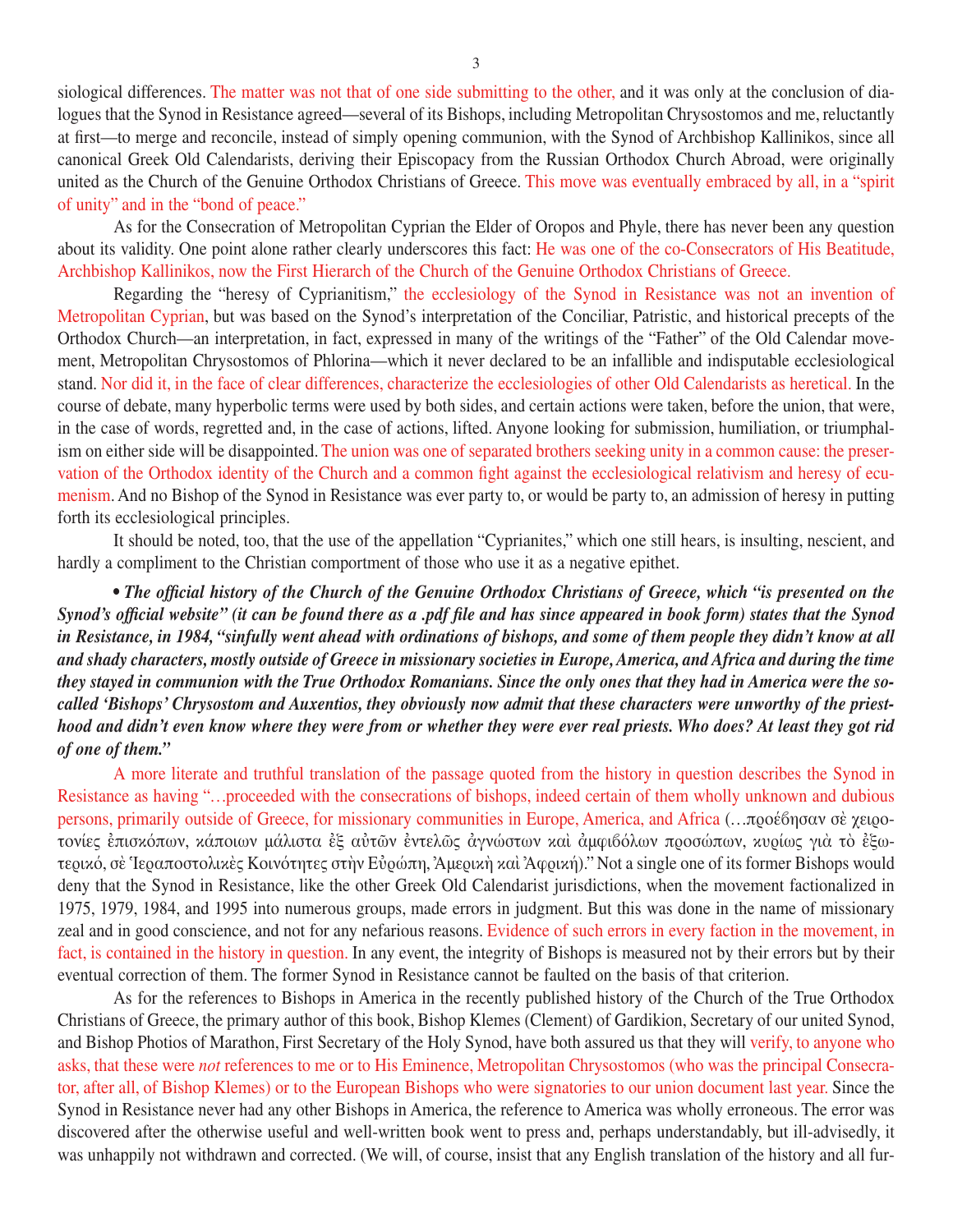siological differences. The matter was not that of one side submitting to the other, and it was only at the conclusion of dialogues that the Synod in Resistance agreed—several of its Bishops, including Metropolitan Chrysostomos and me, reluctantly at first—to merge and reconcile, instead of simply opening communion, with the Synod of Archbishop Kallinikos, since all canonical Greek Old Calendarists, deriving their Episcopacy from the Russian Orthodox Church Abroad, were originally united as the Church of the Genuine Orthodox Christians of Greece. This move was eventually embraced by all, in a "spirit of unity" and in the "bond of peace."

As for the Consecration of Metropolitan Cyprian the Elder of Oropos and Phyle, there has never been any question about its validity. One point alone rather clearly underscores this fact: He was one of the co-Consecrators of His Beatitude, Archbishop Kallinikos, now the First Hierarch of the Church of the Genuine Orthodox Christians of Greece.

Regarding the "heresy of Cyprianitism," the ecclesiology of the Synod in Resistance was not an invention of Metropolitan Cyprian, but was based on the Synod's interpretation of the Conciliar, Patristic, and historical precepts of the Orthodox Church—an interpretation, in fact, expressed in many of the writings of the "Father" of the Old Calendar movement, Metropolitan Chrysostomos of Phlorina—which it never declared to be an infallible and indisputable ecclesiological stand. Nor did it, in the face of clear differences, characterize the ecclesiologies of other Old Calendarists as heretical. In the course of debate, many hyperbolic terms were used by both sides, and certain actions were taken, before the union, that were, in the case of words, regretted and, in the case of actions, lifted. Anyone looking for submission, humiliation, or triumphalism on either side will be disappointed. The union was one of separated brothers seeking unity in a common cause: the preservation of the Orthodox identity of the Church and a common fight against the ecclesiological relativism and heresy of ecumenism. And no Bishop of the Synod in Resistance was ever party to, or would be party to, an admission of heresy in putting forth its ecclesiological principles.

It should be noted, too, that the use of the appellation "Cyprianites," which one still hears, is insulting, nescient, and hardly a compliment to the Christian comportment of those who use it as a negative epithet.

***• The official history of the Church of the Genuine Orthodox Christians of Greece, which "is presented on the Synod's official website" (it can be found there as a .pdf file and has since appeared in book form) states that the Synod in Resistance, in 1984, "sinfully went ahead with ordinations of bishops, and some of them people they didn't know at all and shady characters, mostly outside of Greece in missionary societies in Europe, America, and Africa and during the time they stayed in communion with the True Orthodox Romanians. Since the only ones that they had in America were the so-called 'Bishops' Chrysostom and Auxentios, they obviously now admit that these characters were unworthy of the priesthood and didn't even know where they were from or whether they were ever real priests. Who does? At least they got rid of one of them."***

A more literate and truthful translation of the passage quoted from the history in question describes the Synod in Resistance as having "…proceeded with the consecrations of bishops, indeed certain of them wholly unknown and dubious persons, primarily outside of Greece, for missionary communities in Europe, America, and Africa (…προέβησαν σὲ χειροτονίες ἐπισκόπων, κάποιων μάλιστα ἐξ αὐτῶν ἐντελῶς ἀγνώστων καὶ ἀμφιβόλων προσώπων, κυρίως γιὰ τὸ ἐξωτερικό, σὲ Ἱεραποστολικὲς Κοινότητες στὴν Εὐρώπη, Ἀμερικὴ καὶ Ἀφρική)." Not a single one of its former Bishops would deny that the Synod in Resistance, like the other Greek Old Calendarist jurisdictions, when the movement factionalized in 1975, 1979, 1984, and 1995 into numerous groups, made errors in judgment. But this was done in the name of missionary zeal and in good conscience, and not for any nefarious reasons. Evidence of such errors in every faction in the movement, in fact, is contained in the history in question. In any event, the integrity of Bishops is measured not by their errors but by their eventual correction of them. The former Synod in Resistance cannot be faulted on the basis of that criterion.

As for the references to Bishops in America in the recently published history of the Church of the True Orthodox Christians of Greece, the primary author of this book, Bishop Klemes (Clement) of Gardikion, Secretary of our united Synod, and Bishop Photios of Marathon, First Secretary of the Holy Synod, have both assured us that they will verify, to anyone who asks, that these were *not* references to me or to His Eminence, Metropolitan Chrysostomos (who was the principal Consecrator, after all, of Bishop Klemes) or to the European Bishops who were signatories to our union document last year. Since the Synod in Resistance never had any other Bishops in America, the reference to America was wholly erroneous. The error was discovered after the otherwise useful and well-written book went to press and, perhaps understandably, but ill-advisedly, it was unhappily not withdrawn and corrected. (We will, of course, insist that any English translation of the history and all fur-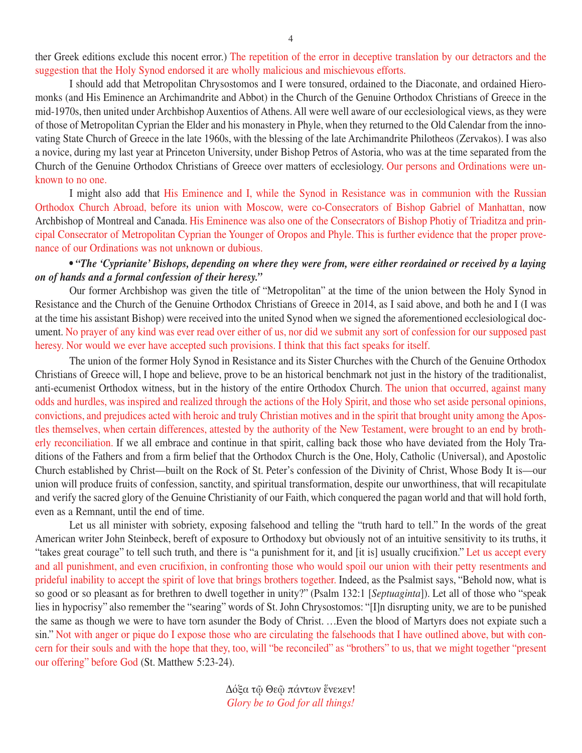ther Greek editions exclude this nocent error.) The repetition of the error in deceptive translation by our detractors and the suggestion that the Holy Synod endorsed it are wholly malicious and mischievous efforts.

I should add that Metropolitan Chrysostomos and I were tonsured, ordained to the Diaconate, and ordained Hieromonks (and His Eminence an Archimandrite and Abbot) in the Church of the Genuine Orthodox Christians of Greece in the mid-1970s, then united under Archbishop Auxentios of Athens. All were well aware of our ecclesiological views, as they were of those of Metropolitan Cyprian the Elder and his monastery in Phyle, when they returned to the Old Calendar from the innovating State Church of Greece in the late 1960s, with the blessing of the late Archimandrite Philotheos (Zervakos). I was also a novice, during my last year at Princeton University, under Bishop Petros of Astoria, who was at the time separated from the Church of the Genuine Orthodox Christians of Greece over matters of ecclesiology. Our persons and Ordinations were unknown to no one.

I might also add that His Eminence and I, while the Synod in Resistance was in communion with the Russian Orthodox Church Abroad, before its union with Moscow, were co-Consecrators of Bishop Gabriel of Manhattan, now Archbishop of Montreal and Canada. His Eminence was also one of the Consecrators of Bishop Photiy of Triaditza and principal Consecrator of Metropolitan Cyprian the Younger of Oropos and Phyle. This is further evidence that the proper provenance of our Ordinations was not unknown or dubious.

***• "The 'Cyprianite' Bishops, depending on where they were from, were either reordained or received by a laying on of hands and a formal confession of their heresy."***

Our former Archbishop was given the title of "Metropolitan" at the time of the union between the Holy Synod in Resistance and the Church of the Genuine Orthodox Christians of Greece in 2014, as I said above, and both he and I (I was at the time his assistant Bishop) were received into the united Synod when we signed the aforementioned ecclesiological document. No prayer of any kind was ever read over either of us, nor did we submit any sort of confession for our supposed past heresy. Nor would we ever have accepted such provisions. I think that this fact speaks for itself.

The union of the former Holy Synod in Resistance and its Sister Churches with the Church of the Genuine Orthodox Christians of Greece will, I hope and believe, prove to be an historical benchmark not just in the history of the traditionalist, anti-ecumenist Orthodox witness, but in the history of the entire Orthodox Church. The union that occurred, against many odds and hurdles, was inspired and realized through the actions of the Holy Spirit, and those who set aside personal opinions, convictions, and prejudices acted with heroic and truly Christian motives and in the spirit that brought unity among the Apostles themselves, when certain differences, attested by the authority of the New Testament, were brought to an end by brotherly reconciliation. If we all embrace and continue in that spirit, calling back those who have deviated from the Holy Traditions of the Fathers and from a firm belief that the Orthodox Church is the One, Holy, Catholic (Universal), and Apostolic Church established by Christ—built on the Rock of St. Peter's confession of the Divinity of Christ, Whose Body It is—our union will produce fruits of confession, sanctity, and spiritual transformation, despite our unworthiness, that will recapitulate and verify the sacred glory of the Genuine Christianity of our Faith, which conquered the pagan world and that will hold forth, even as a Remnant, until the end of time.

Let us all minister with sobriety, exposing falsehood and telling the "truth hard to tell." In the words of the great American writer John Steinbeck, bereft of exposure to Orthodoxy but obviously not of an intuitive sensitivity to its truths, it "takes great courage" to tell such truth, and there is "a punishment for it, and [it is] usually crucifixion." Let us accept every and all punishment, and even crucifixion, in confronting those who would spoil our union with their petty resentments and prideful inability to accept the spirit of love that brings brothers together. Indeed, as the Psalmist says, "Behold now, what is so good or so pleasant as for brethren to dwell together in unity?" (Psalm 132:1 [*Septuaginta*]). Let all of those who "speak lies in hypocrisy" also remember the "searing" words of St. John Chrysostomos: "[I]n disrupting unity, we are to be punished the same as though we were to have torn asunder the Body of Christ. …Even the blood of Martyrs does not expiate such a sin." Not with anger or pique do I expose those who are circulating the falsehoods that I have outlined above, but with concern for their souls and with the hope that they, too, will "be reconciled" as "brothers" to us, that we might together "present our offering" before God (St. Matthew 5:23-24).

Δόξα τῷ Θεῷ πάντων ἕνεκεν!

*Glory be to God for all things!*